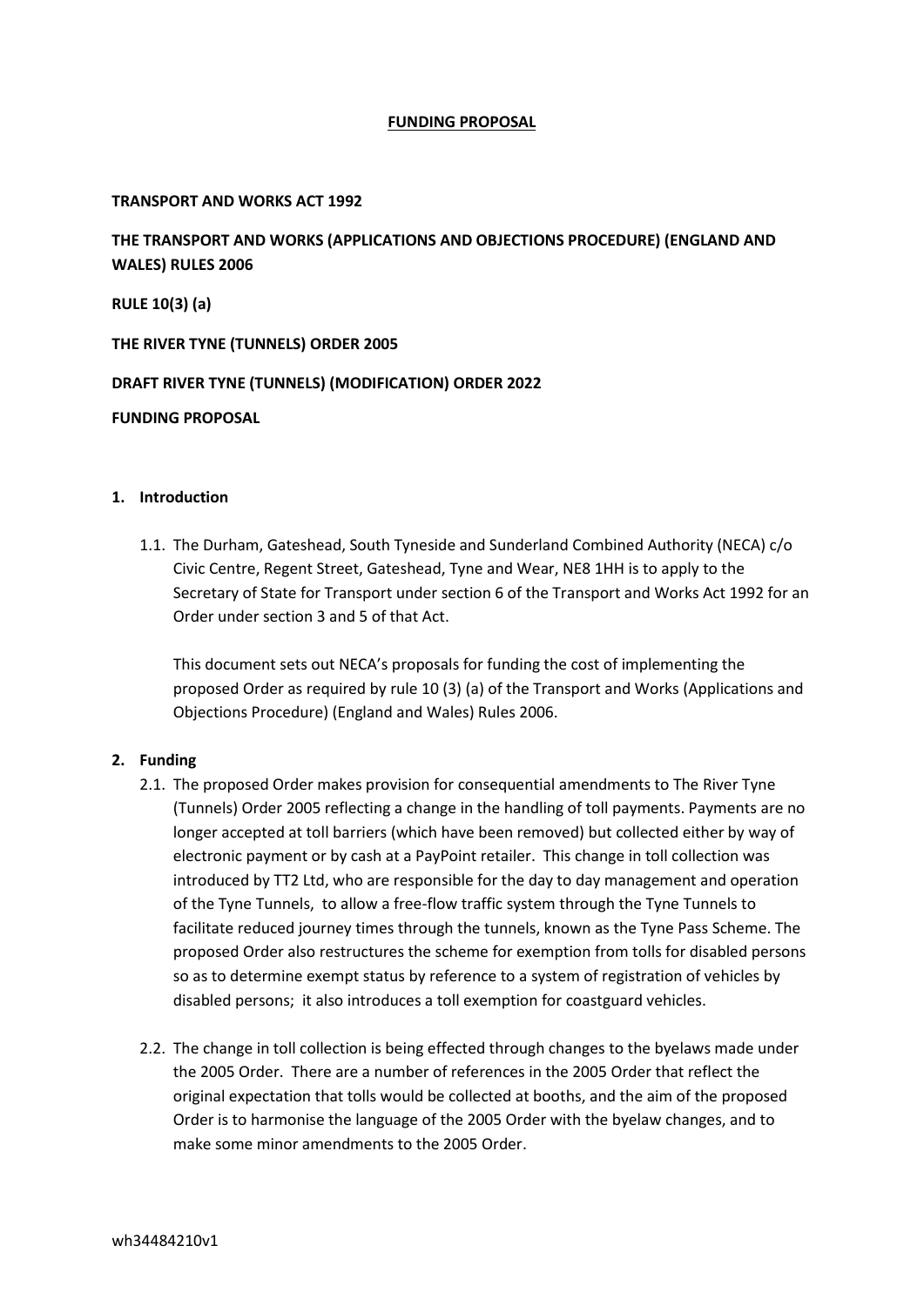**FUNDING PROPOSAL**

**TRANSPORT AND WORKS ACT 1992**

**THE TRANSPORT AND WORKS (APPLICATIONS AND OBJECTIONS PROCEDURE) (ENGLAND AND WALES) RULES 2006**

**RULE 10(3) (a)**

**THE RIVER TYNE (TUNNELS) ORDER 2005**

**DRAFT RIVER TYNE (TUNNELS) (MODIFICATION) ORDER 2022**

**FUNDING PROPOSAL**

## 1. Introduction

1.1. The Durham, Gateshead, South Tyneside and Sunderland Combined Authority (NECA) c/o Civic Centre, Regent Street, Gateshead, Tyne and Wear, NE8 1HH is to apply to the Secretary of State for Transport under section 6 of the Transport and Works Act 1992 for an Order under section 3 and 5 of that Act.

This document sets out NECA's proposals for funding the cost of implementing the proposed Order as required by rule 10 (3) (a) of the Transport and Works (Applications and Objections Procedure) (England and Wales) Rules 2006.

## 2. Funding

2.1. The proposed Order makes provision for consequential amendments to The River Tyne (Tunnels) Order 2005 reflecting a change in the handling of toll payments. Payments are no longer accepted at toll barriers (which have been removed) but collected either by way of electronic payment or by cash at a PayPoint retailer. This change in toll collection was introduced by TT2 Ltd, who are responsible for the day to day management and operation of the Tyne Tunnels, to allow a free-flow traffic system through the Tyne Tunnels to facilitate reduced journey times through the tunnels, known as the Tyne Pass Scheme. The proposed Order also restructures the scheme for exemption from tolls for disabled persons so as to determine exempt status by reference to a system of registration of vehicles by disabled persons; it also introduces a toll exemption for coastguard vehicles.

2.2. The change in toll collection is being effected through changes to the byelaws made under the 2005 Order. There are a number of references in the 2005 Order that reflect the original expectation that tolls would be collected at booths, and the aim of the proposed Order is to harmonise the language of the 2005 Order with the byelaw changes, and to make some minor amendments to the 2005 Order.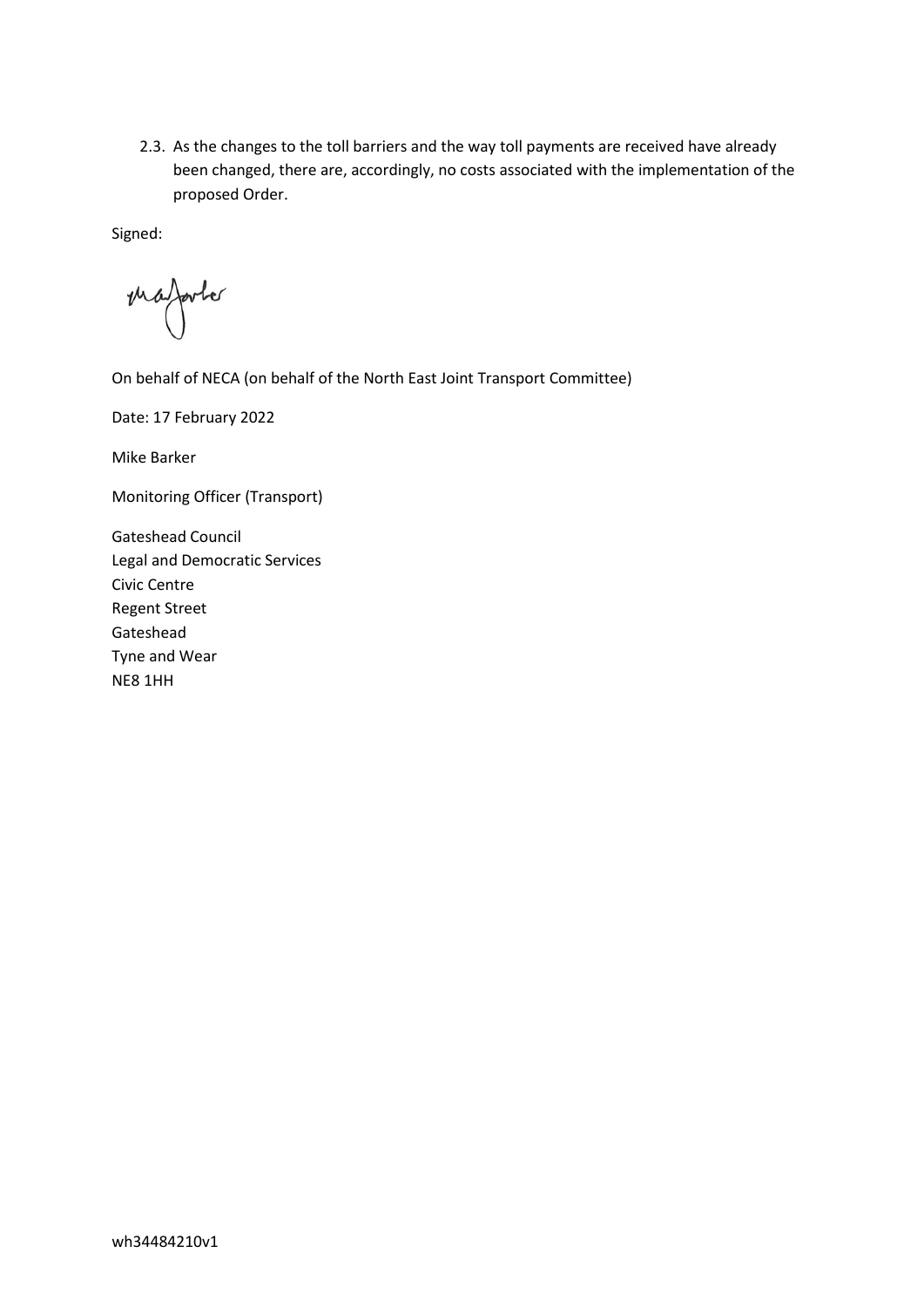2.3. As the changes to the toll barriers and the way toll payments are received have already been changed, there are, accordingly, no costs associated with the implementation of the proposed Order.

Signed:

On behalf of NECA (on behalf of the North East Joint Transport Committee)

Date: 17 February 2022

Mike Barker

Monitoring Officer (Transport)

Gateshead Council
Legal and Democratic Services
Civic Centre
Regent Street
Gateshead
Tyne and Wear
NE8 1HH

wh34484210v1